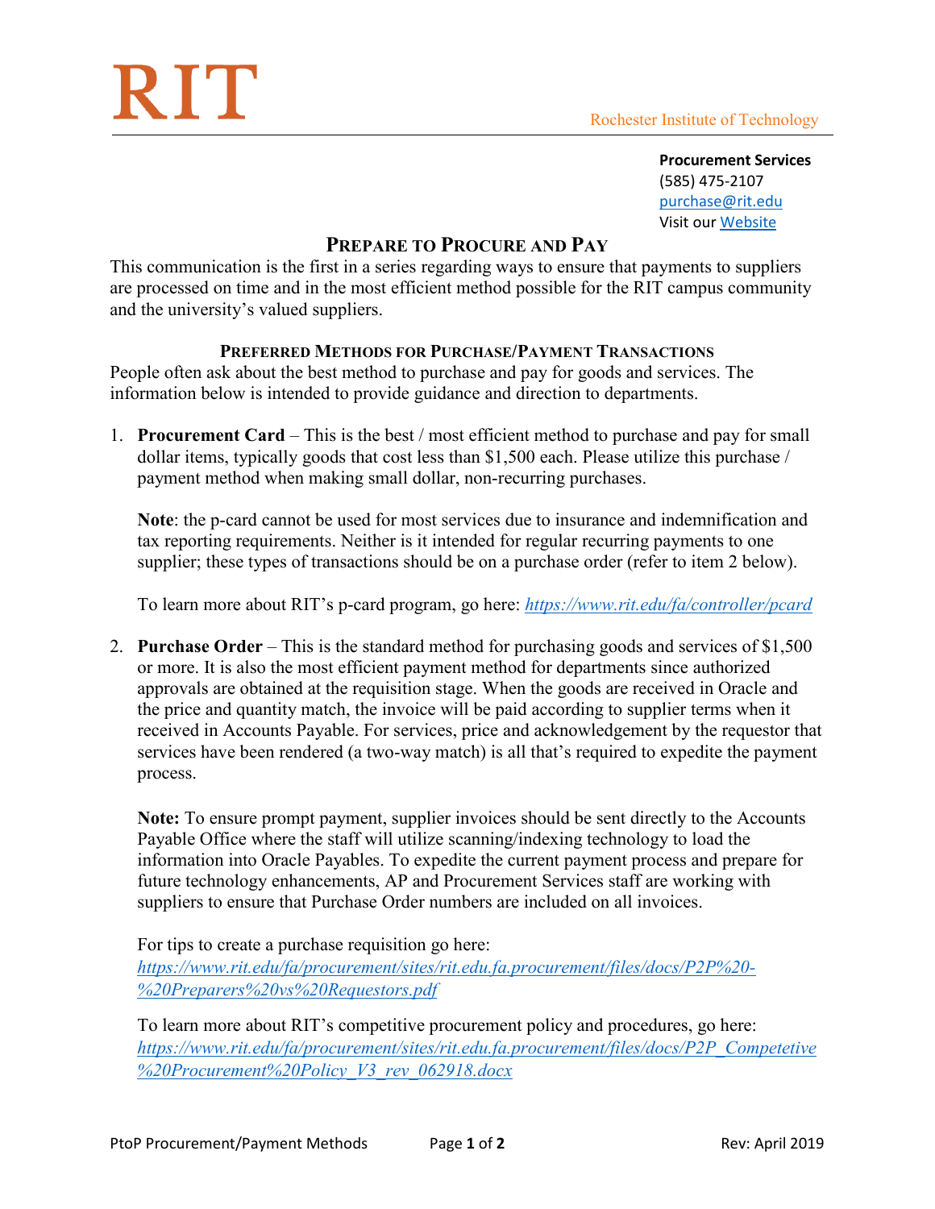RIT

Rochester Institute of Technology

**Procurement Services**
(585) 475-2107
purchase@rit.edu
Visit our Website

# Prepare to Procure and Pay

This communication is the first in a series regarding ways to ensure that payments to suppliers are processed on time and in the most efficient method possible for the RIT campus community and the university's valued suppliers.

## Preferred Methods for Purchase/Payment Transactions

People often ask about the best method to purchase and pay for goods and services. The information below is intended to provide guidance and direction to departments.

1. **Procurement Card** – This is the best / most efficient method to purchase and pay for small dollar items, typically goods that cost less than $1,500 each. Please utilize this purchase / payment method when making small dollar, non-recurring purchases.

   **Note**: the p-card cannot be used for most services due to insurance and indemnification and tax reporting requirements. Neither is it intended for regular recurring payments to one supplier; these types of transactions should be on a purchase order (refer to item 2 below).

   To learn more about RIT's p-card program, go here: *https://www.rit.edu/fa/controller/pcard*

2. **Purchase Order** – This is the standard method for purchasing goods and services of $1,500 or more. It is also the most efficient payment method for departments since authorized approvals are obtained at the requisition stage. When the goods are received in Oracle and the price and quantity match, the invoice will be paid according to supplier terms when it received in Accounts Payable. For services, price and acknowledgement by the requestor that services have been rendered (a two-way match) is all that's required to expedite the payment process.

   **Note:** To ensure prompt payment, supplier invoices should be sent directly to the Accounts Payable Office where the staff will utilize scanning/indexing technology to load the information into Oracle Payables. To expedite the current payment process and prepare for future technology enhancements, AP and Procurement Services staff are working with suppliers to ensure that Purchase Order numbers are included on all invoices.

   For tips to create a purchase requisition go here:
   *https://www.rit.edu/fa/procurement/sites/rit.edu.fa.procurement/files/docs/P2P%20-%20Preparers%20vs%20Requestors.pdf*

   To learn more about RIT's competitive procurement policy and procedures, go here:
   *https://www.rit.edu/fa/procurement/sites/rit.edu.fa.procurement/files/docs/P2P_Competetive%20Procurement%20Policy_V3_rev_062918.docx*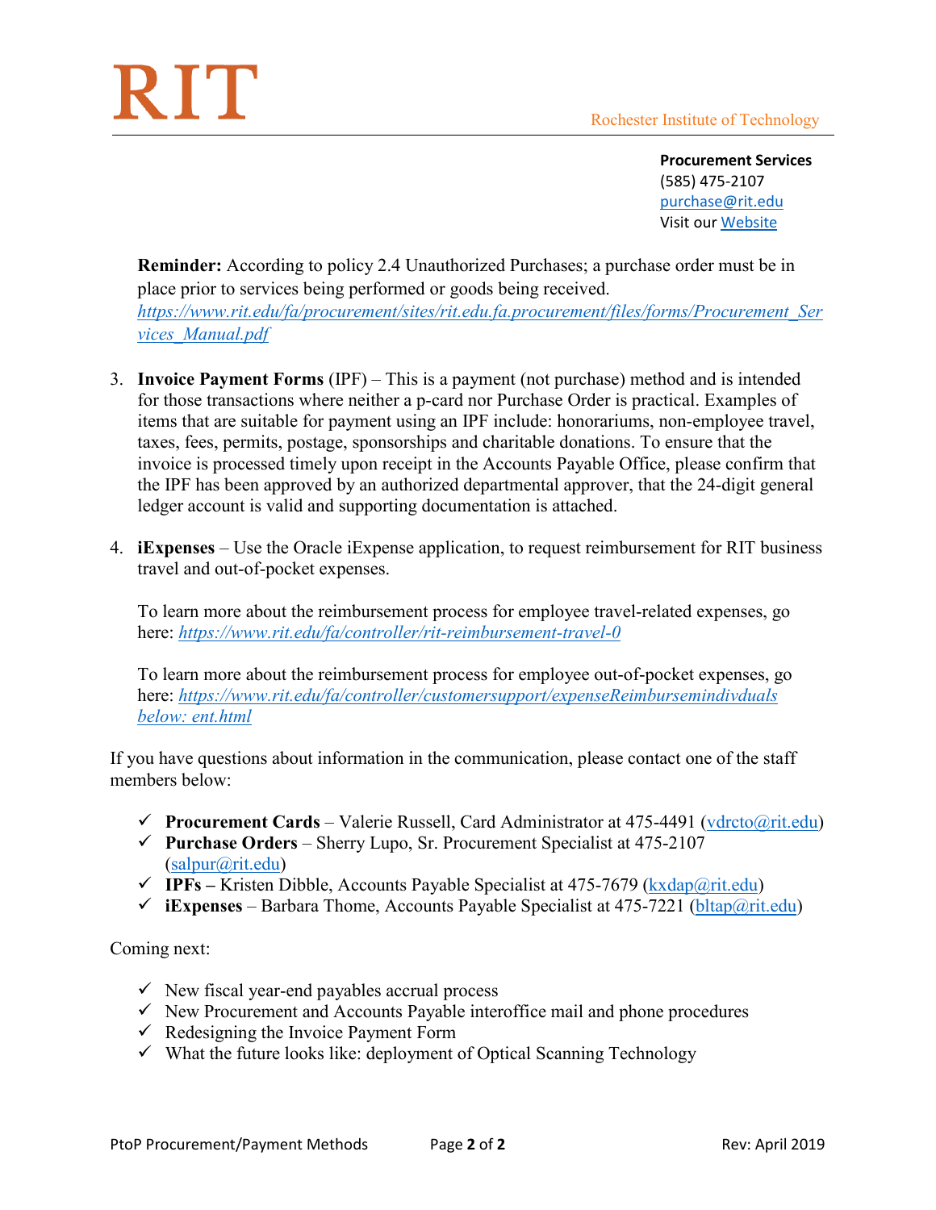# RIT

Rochester Institute of Technology

**Procurement Services**
(585) 475-2107
purchase@rit.edu
Visit our Website

**Reminder:** According to policy 2.4 Unauthorized Purchases; a purchase order must be in place prior to services being performed or goods being received. *https://www.rit.edu/fa/procurement/sites/rit.edu.fa.procurement/files/forms/Procurement_Services_Manual.pdf*

3. **Invoice Payment Forms** (IPF) – This is a payment (not purchase) method and is intended for those transactions where neither a p-card nor Purchase Order is practical. Examples of items that are suitable for payment using an IPF include: honorariums, non-employee travel, taxes, fees, permits, postage, sponsorships and charitable donations. To ensure that the invoice is processed timely upon receipt in the Accounts Payable Office, please confirm that the IPF has been approved by an authorized departmental approver, that the 24-digit general ledger account is valid and supporting documentation is attached.

4. **iExpenses** – Use the Oracle iExpense application, to request reimbursement for RIT business travel and out-of-pocket expenses.

   To learn more about the reimbursement process for employee travel-related expenses, go here: *https://www.rit.edu/fa/controller/rit-reimbursement-travel-0*

   To learn more about the reimbursement process for employee out-of-pocket expenses, go here: *https://www.rit.edu/fa/controller/customersupport/expenseReimbursemindivduals below: ent.html*

If you have questions about information in the communication, please contact one of the staff members below:

- ✓ **Procurement Cards** – Valerie Russell, Card Administrator at 475-4491 (vdrcto@rit.edu)
- ✓ **Purchase Orders** – Sherry Lupo, Sr. Procurement Specialist at 475-2107 (salpur@rit.edu)
- ✓ **IPFs –** Kristen Dibble, Accounts Payable Specialist at 475-7679 (kxdap@rit.edu)
- ✓ **iExpenses** – Barbara Thome, Accounts Payable Specialist at 475-7221 (bltap@rit.edu)

Coming next:

- ✓ New fiscal year-end payables accrual process
- ✓ New Procurement and Accounts Payable interoffice mail and phone procedures
- ✓ Redesigning the Invoice Payment Form
- ✓ What the future looks like: deployment of Optical Scanning Technology